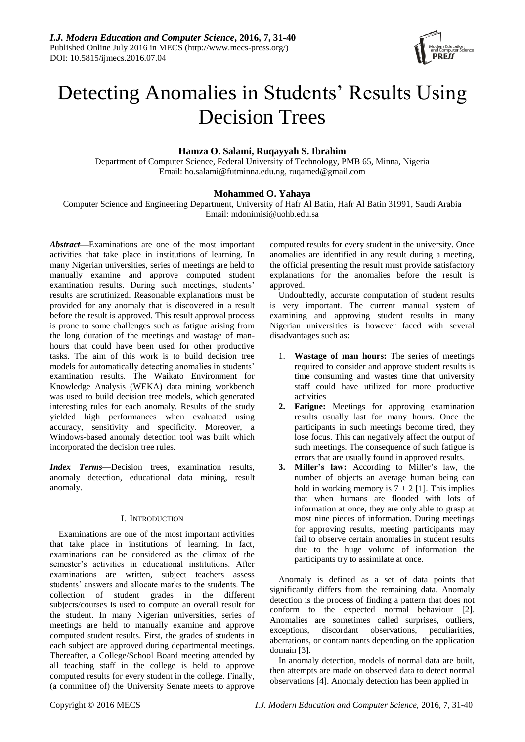# Detecting Anomalies in Students' Results Using Decision Trees

**Hamza O. Salami, Ruqayyah S. Ibrahim**

Department of Computer Science, Federal University of Technology, PMB 65, Minna, Nigeria
Email: ho.salami@futminna.edu.ng, ruqamed@gmail.com

**Mohammed O. Yahaya**

Computer Science and Engineering Department, University of Hafr Al Batin, Hafr Al Batin 31991, Saudi Arabia
Email: mdonimisi@uohb.edu.sa

***Abstract*—**Examinations are one of the most important activities that take place in institutions of learning. In many Nigerian universities, series of meetings are held to manually examine and approve computed student examination results. During such meetings, students' results are scrutinized. Reasonable explanations must be provided for any anomaly that is discovered in a result before the result is approved. This result approval process is prone to some challenges such as fatigue arising from the long duration of the meetings and wastage of man-hours that could have been used for other productive tasks. The aim of this work is to build decision tree models for automatically detecting anomalies in students' examination results. The Waikato Environment for Knowledge Analysis (WEKA) data mining workbench was used to build decision tree models, which generated interesting rules for each anomaly. Results of the study yielded high performances when evaluated using accuracy, sensitivity and specificity. Moreover, a Windows-based anomaly detection tool was built which incorporated the decision tree rules.

***Index Terms*—**Decision trees, examination results, anomaly detection, educational data mining, result anomaly.

## I. INTRODUCTION

Examinations are one of the most important activities that take place in institutions of learning. In fact, examinations can be considered as the climax of the semester's activities in educational institutions. After examinations are written, subject teachers assess students' answers and allocate marks to the students. The collection of student grades in the different subjects/courses is used to compute an overall result for the student. In many Nigerian universities, series of meetings are held to manually examine and approve computed student results. First, the grades of students in each subject are approved during departmental meetings. Thereafter, a College/School Board meeting attended by all teaching staff in the college is held to approve computed results for every student in the college. Finally, (a committee of) the University Senate meets to approve computed results for every student in the university. Once anomalies are identified in any result during a meeting, the official presenting the result must provide satisfactory explanations for the anomalies before the result is approved.

Undoubtedly, accurate computation of student results is very important. The current manual system of examining and approving student results in many Nigerian universities is however faced with several disadvantages such as:

1. **Wastage of man hours:** The series of meetings required to consider and approve student results is time consuming and wastes time that university staff could have utilized for more productive activities
2. **Fatigue:** Meetings for approving examination results usually last for many hours. Once the participants in such meetings become tired, they lose focus. This can negatively affect the output of such meetings. The consequence of such fatigue is errors that are usually found in approved results.
3. **Miller's law:** According to Miller's law, the number of objects an average human being can hold in working memory is $7 \pm 2$ [1]. This implies that when humans are flooded with lots of information at once, they are only able to grasp at most nine pieces of information. During meetings for approving results, meeting participants may fail to observe certain anomalies in student results due to the huge volume of information the participants try to assimilate at once.

Anomaly is defined as a set of data points that significantly differs from the remaining data. Anomaly detection is the process of finding a pattern that does not conform to the expected normal behaviour [2]. Anomalies are sometimes called surprises, outliers, exceptions, discordant observations, peculiarities, aberrations, or contaminants depending on the application domain [3].

In anomaly detection, models of normal data are built, then attempts are made on observed data to detect normal observations [4]. Anomaly detection has been applied in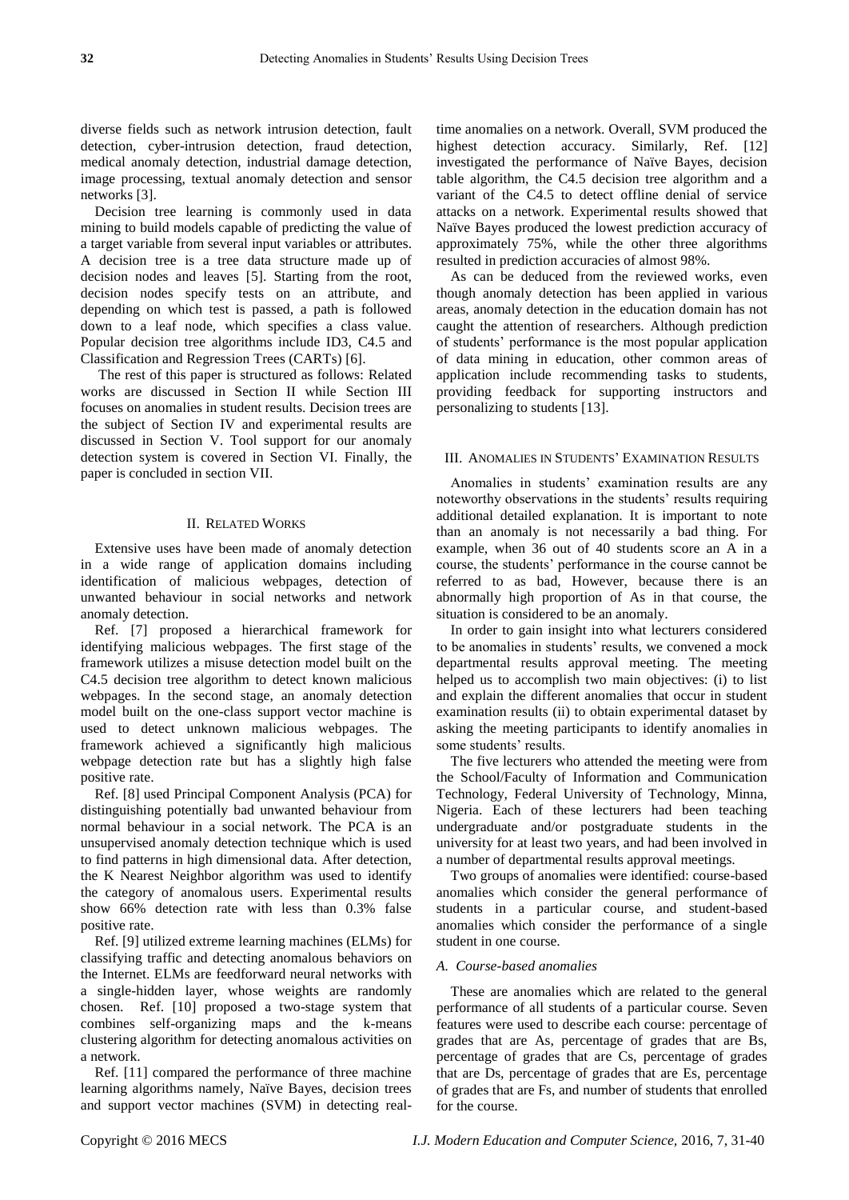diverse fields such as network intrusion detection, fault detection, cyber-intrusion detection, fraud detection, medical anomaly detection, industrial damage detection, image processing, textual anomaly detection and sensor networks [3].

Decision tree learning is commonly used in data mining to build models capable of predicting the value of a target variable from several input variables or attributes. A decision tree is a tree data structure made up of decision nodes and leaves [5]. Starting from the root, decision nodes specify tests on an attribute, and depending on which test is passed, a path is followed down to a leaf node, which specifies a class value. Popular decision tree algorithms include ID3, C4.5 and Classification and Regression Trees (CARTs) [6].

The rest of this paper is structured as follows: Related works are discussed in Section II while Section III focuses on anomalies in student results. Decision trees are the subject of Section IV and experimental results are discussed in Section V. Tool support for our anomaly detection system is covered in Section VI. Finally, the paper is concluded in section VII.

## II. Related Works

Extensive uses have been made of anomaly detection in a wide range of application domains including identification of malicious webpages, detection of unwanted behaviour in social networks and network anomaly detection.

Ref. [7] proposed a hierarchical framework for identifying malicious webpages. The first stage of the framework utilizes a misuse detection model built on the C4.5 decision tree algorithm to detect known malicious webpages. In the second stage, an anomaly detection model built on the one-class support vector machine is used to detect unknown malicious webpages. The framework achieved a significantly high malicious webpage detection rate but has a slightly high false positive rate.

Ref. [8] used Principal Component Analysis (PCA) for distinguishing potentially bad unwanted behaviour from normal behaviour in a social network. The PCA is an unsupervised anomaly detection technique which is used to find patterns in high dimensional data. After detection, the K Nearest Neighbor algorithm was used to identify the category of anomalous users. Experimental results show 66% detection rate with less than 0.3% false positive rate.

Ref. [9] utilized extreme learning machines (ELMs) for classifying traffic and detecting anomalous behaviors on the Internet. ELMs are feedforward neural networks with a single-hidden layer, whose weights are randomly chosen. Ref. [10] proposed a two-stage system that combines self-organizing maps and the k-means clustering algorithm for detecting anomalous activities on a network.

Ref. [11] compared the performance of three machine learning algorithms namely, Naïve Bayes, decision trees and support vector machines (SVM) in detecting real-time anomalies on a network. Overall, SVM produced the highest detection accuracy. Similarly, Ref. [12] investigated the performance of Naïve Bayes, decision table algorithm, the C4.5 decision tree algorithm and a variant of the C4.5 to detect offline denial of service attacks on a network. Experimental results showed that Naïve Bayes produced the lowest prediction accuracy of approximately 75%, while the other three algorithms resulted in prediction accuracies of almost 98%.

As can be deduced from the reviewed works, even though anomaly detection has been applied in various areas, anomaly detection in the education domain has not caught the attention of researchers. Although prediction of students' performance is the most popular application of data mining in education, other common areas of application include recommending tasks to students, providing feedback for supporting instructors and personalizing to students [13].

## III. Anomalies in Students' Examination Results

Anomalies in students' examination results are any noteworthy observations in the students' results requiring additional detailed explanation. It is important to note than an anomaly is not necessarily a bad thing. For example, when 36 out of 40 students score an A in a course, the students' performance in the course cannot be referred to as bad, However, because there is an abnormally high proportion of As in that course, the situation is considered to be an anomaly.

In order to gain insight into what lecturers considered to be anomalies in students' results, we convened a mock departmental results approval meeting. The meeting helped us to accomplish two main objectives: (i) to list and explain the different anomalies that occur in student examination results (ii) to obtain experimental dataset by asking the meeting participants to identify anomalies in some students' results.

The five lecturers who attended the meeting were from the School/Faculty of Information and Communication Technology, Federal University of Technology, Minna, Nigeria. Each of these lecturers had been teaching undergraduate and/or postgraduate students in the university for at least two years, and had been involved in a number of departmental results approval meetings.

Two groups of anomalies were identified: course-based anomalies which consider the general performance of students in a particular course, and student-based anomalies which consider the performance of a single student in one course.

### *A. Course-based anomalies*

These are anomalies which are related to the general performance of all students of a particular course. Seven features were used to describe each course: percentage of grades that are As, percentage of grades that are Bs, percentage of grades that are Cs, percentage of grades that are Ds, percentage of grades that are Es, percentage of grades that are Fs, and number of students that enrolled for the course.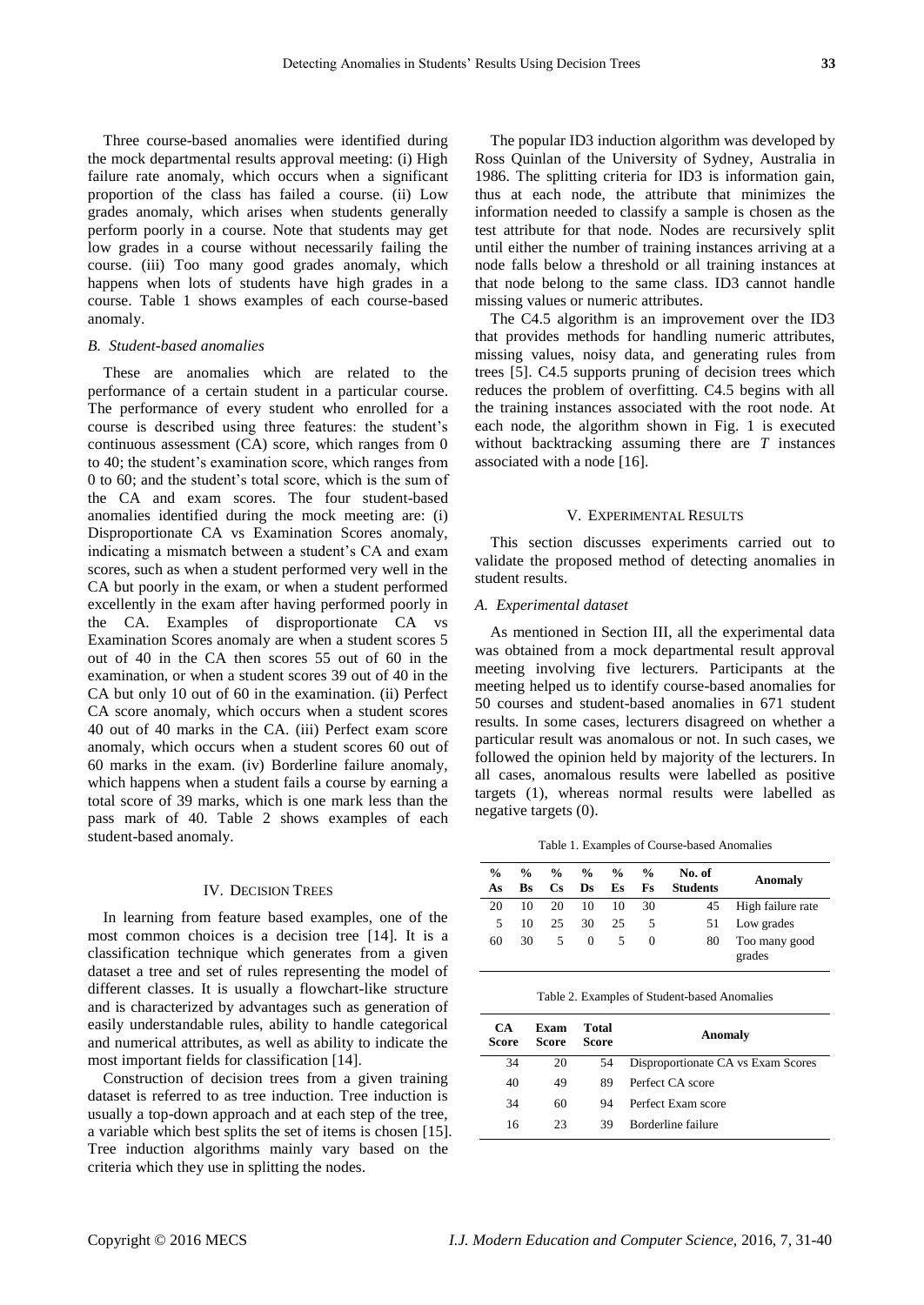Three course-based anomalies were identified during the mock departmental results approval meeting: (i) High failure rate anomaly, which occurs when a significant proportion of the class has failed a course. (ii) Low grades anomaly, which arises when students generally perform poorly in a course. Note that students may get low grades in a course without necessarily failing the course. (iii) Too many good grades anomaly, which happens when lots of students have high grades in a course. Table 1 shows examples of each course-based anomaly.

### *B. Student-based anomalies*

These are anomalies which are related to the performance of a certain student in a particular course. The performance of every student who enrolled for a course is described using three features: the student's continuous assessment (CA) score, which ranges from 0 to 40; the student's examination score, which ranges from 0 to 60; and the student's total score, which is the sum of the CA and exam scores. The four student-based anomalies identified during the mock meeting are: (i) Disproportionate CA vs Examination Scores anomaly, indicating a mismatch between a student's CA and exam scores, such as when a student performed very well in the CA but poorly in the exam, or when a student performed excellently in the exam after having performed poorly in the CA. Examples of disproportionate CA vs Examination Scores anomaly are when a student scores 5 out of 40 in the CA then scores 55 out of 60 in the examination, or when a student scores 39 out of 40 in the CA but only 10 out of 60 in the examination. (ii) Perfect CA score anomaly, which occurs when a student scores 40 out of 40 marks in the CA. (iii) Perfect exam score anomaly, which occurs when a student scores 60 out of 60 marks in the exam. (iv) Borderline failure anomaly, which happens when a student fails a course by earning a total score of 39 marks, which is one mark less than the pass mark of 40. Table 2 shows examples of each student-based anomaly.

## IV. Decision Trees

In learning from feature based examples, one of the most common choices is a decision tree [14]. It is a classification technique which generates from a given dataset a tree and set of rules representing the model of different classes. It is usually a flowchart-like structure and is characterized by advantages such as generation of easily understandable rules, ability to handle categorical and numerical attributes, as well as ability to indicate the most important fields for classification [14].

Construction of decision trees from a given training dataset is referred to as tree induction. Tree induction is usually a top-down approach and at each step of the tree, a variable which best splits the set of items is chosen [15]. Tree induction algorithms mainly vary based on the criteria which they use in splitting the nodes.

The popular ID3 induction algorithm was developed by Ross Quinlan of the University of Sydney, Australia in 1986. The splitting criteria for ID3 is information gain, thus at each node, the attribute that minimizes the information needed to classify a sample is chosen as the test attribute for that node. Nodes are recursively split until either the number of training instances arriving at a node falls below a threshold or all training instances at that node belong to the same class. ID3 cannot handle missing values or numeric attributes.

The C4.5 algorithm is an improvement over the ID3 that provides methods for handling numeric attributes, missing values, noisy data, and generating rules from trees [5]. C4.5 supports pruning of decision trees which reduces the problem of overfitting. C4.5 begins with all the training instances associated with the root node. At each node, the algorithm shown in Fig. 1 is executed without backtracking assuming there are $T$ instances associated with a node [16].

## V. Experimental Results

This section discusses experiments carried out to validate the proposed method of detecting anomalies in student results.

### *A. Experimental dataset*

As mentioned in Section III, all the experimental data was obtained from a mock departmental result approval meeting involving five lecturers. Participants at the meeting helped us to identify course-based anomalies for 50 courses and student-based anomalies in 671 student results. In some cases, lecturers disagreed on whether a particular result was anomalous or not. In such cases, we followed the opinion held by majority of the lecturers. In all cases, anomalous results were labelled as positive targets (1), whereas normal results were labelled as negative targets (0).

Table 1. Examples of Course-based Anomalies

| % As | % Bs | % Cs | % Ds | % Es | % Fs | No. of Students | Anomaly |
|---|---|---|---|---|---|---|---|
| 20 | 10 | 20 | 10 | 10 | 30 | 45 | High failure rate |
| 5 | 10 | 25 | 30 | 25 | 5 | 51 | Low grades |
| 60 | 30 | 5 | 0 | 5 | 0 | 80 | Too many good grades |

Table 2. Examples of Student-based Anomalies

| CA Score | Exam Score | Total Score | Anomaly |
|---|---|---|---|
| 34 | 20 | 54 | Disproportionate CA vs Exam Scores |
| 40 | 49 | 89 | Perfect CA score |
| 34 | 60 | 94 | Perfect Exam score |
| 16 | 23 | 39 | Borderline failure |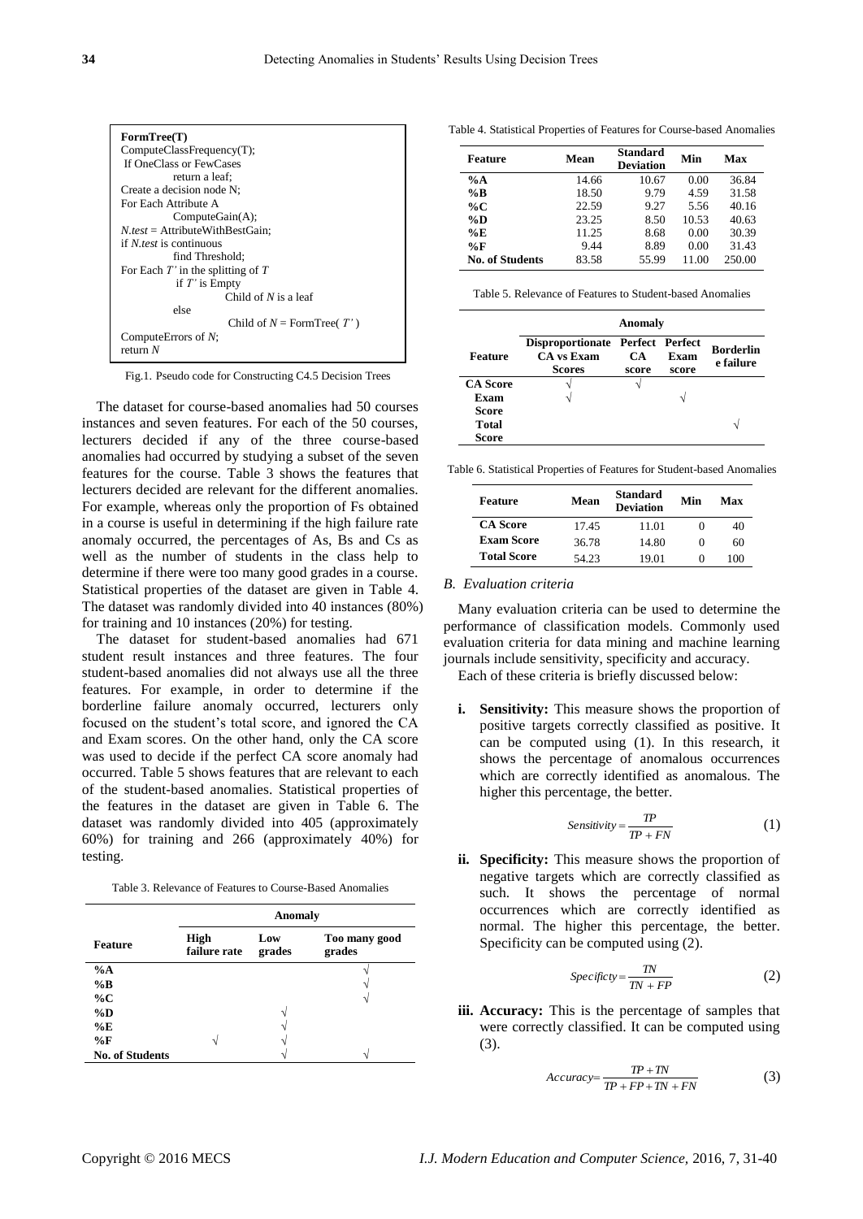```
FormTree(T)
ComputeClassFrequency(T);
 If OneClass or FewCases
        return a leaf;
Create a decision node N;
For Each Attribute A
        ComputeGain(A);
N.test = AttributeWithBestGain;
if N.test is continuous
        find Threshold;
For Each T' in the splitting of T
        if T' is Empty
                Child of N is a leaf
        else
                Child of N = FormTree( T' )
ComputeErrors of N;
return N
```

Fig.1. Pseudo code for Constructing C4.5 Decision Trees

The dataset for course-based anomalies had 50 courses instances and seven features. For each of the 50 courses, lecturers decided if any of the three course-based anomalies had occurred by studying a subset of the seven features for the course. Table 3 shows the features that lecturers decided are relevant for the different anomalies. For example, whereas only the proportion of Fs obtained in a course is useful in determining if the high failure rate anomaly occurred, the percentages of As, Bs and Cs as well as the number of students in the class help to determine if there were too many good grades in a course. Statistical properties of the dataset are given in Table 4. The dataset was randomly divided into 40 instances (80%) for training and 10 instances (20%) for testing.

The dataset for student-based anomalies had 671 student result instances and three features. The four student-based anomalies did not always use all the three features. For example, in order to determine if the borderline failure anomaly occurred, lecturers only focused on the student's total score, and ignored the CA and Exam scores. On the other hand, only the CA score was used to decide if the perfect CA score anomaly had occurred. Table 5 shows features that are relevant to each of the student-based anomalies. Statistical properties of the features in the dataset are given in Table 6. The dataset was randomly divided into 405 (approximately 60%) for training and 266 (approximately 40%) for testing.

Table 3. Relevance of Features to Course-Based Anomalies

| Feature | Anomaly | | |
|---|---|---|---|
| | High failure rate | Low grades | Too many good grades |
| %A | | | √ |
| %B | | | √ |
| %C | | | √ |
| %D | | √ | |
| %E | | √ | |
| %F | √ | √ | |
| No. of Students | | √ | √ |

Table 4. Statistical Properties of Features for Course-based Anomalies

| Feature | Mean | Standard Deviation | Min | Max |
|---|---|---|---|---|
| %A | 14.66 | 10.67 | 0.00 | 36.84 |
| %B | 18.50 | 9.79 | 4.59 | 31.58 |
| %C | 22.59 | 9.27 | 5.56 | 40.16 |
| %D | 23.25 | 8.50 | 10.53 | 40.63 |
| %E | 11.25 | 8.68 | 0.00 | 30.39 |
| %F | 9.44 | 8.89 | 0.00 | 31.43 |
| No. of Students | 83.58 | 55.99 | 11.00 | 250.00 |

Table 5. Relevance of Features to Student-based Anomalies

| Feature | Anomaly | | | |
|---|---|---|---|---|
| | Disproportionate CA vs Exam Scores | Perfect CA score | Perfect Exam score | Borderline failure |
| CA Score | √ | √ | | |
| Exam Score | √ | | √ | |
| Total Score | | | | √ |

Table 6. Statistical Properties of Features for Student-based Anomalies

| Feature | Mean | Standard Deviation | Min | Max |
|---|---|---|---|---|
| CA Score | 17.45 | 11.01 | 0 | 40 |
| Exam Score | 36.78 | 14.80 | 0 | 60 |
| Total Score | 54.23 | 19.01 | 0 | 100 |

### *B. Evaluation criteria*

Many evaluation criteria can be used to determine the performance of classification models. Commonly used evaluation criteria for data mining and machine learning journals include sensitivity, specificity and accuracy.

Each of these criteria is briefly discussed below:

**i. Sensitivity:** This measure shows the proportion of positive targets correctly classified as positive. It can be computed using (1). In this research, it shows the percentage of anomalous occurrences which are correctly identified as anomalous. The higher this percentage, the better.

$$Sensitivity = \frac{TP}{TP + FN} \tag{1}$$

**ii. Specificity:** This measure shows the proportion of negative targets which are correctly classified as such. It shows the percentage of normal occurrences which are correctly identified as normal. The higher this percentage, the better. Specificity can be computed using (2).

$$Specificty = \frac{TN}{TN + FP} \tag{2}$$

**iii. Accuracy:** This is the percentage of samples that were correctly classified. It can be computed using (3).

$$Accuracy = \frac{TP + TN}{TP + FP + TN + FN} \tag{3}$$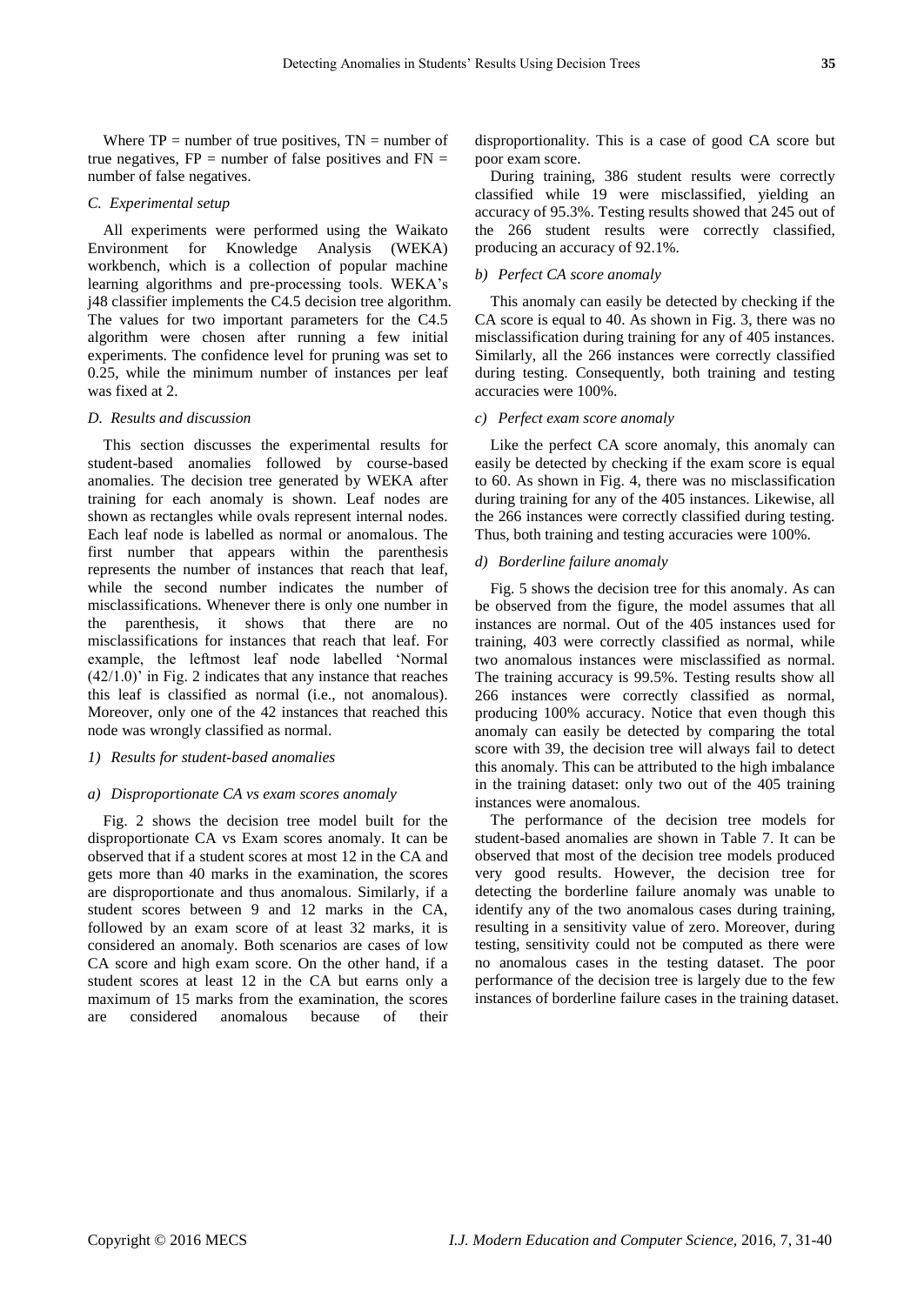Where TP = number of true positives, TN = number of true negatives, FP = number of false positives and FN = number of false negatives.

### C. Experimental setup

All experiments were performed using the Waikato Environment for Knowledge Analysis (WEKA) workbench, which is a collection of popular machine learning algorithms and pre-processing tools. WEKA's j48 classifier implements the C4.5 decision tree algorithm. The values for two important parameters for the C4.5 algorithm were chosen after running a few initial experiments. The confidence level for pruning was set to 0.25, while the minimum number of instances per leaf was fixed at 2.

### D. Results and discussion

This section discusses the experimental results for student-based anomalies followed by course-based anomalies. The decision tree generated by WEKA after training for each anomaly is shown. Leaf nodes are shown as rectangles while ovals represent internal nodes. Each leaf node is labelled as normal or anomalous. The first number that appears within the parenthesis represents the number of instances that reach that leaf, while the second number indicates the number of misclassifications. Whenever there is only one number in the parenthesis, it shows that there are no misclassifications for instances that reach that leaf. For example, the leftmost leaf node labelled 'Normal (42/1.0)' in Fig. 2 indicates that any instance that reaches this leaf is classified as normal (i.e., not anomalous). Moreover, only one of the 42 instances that reached this node was wrongly classified as normal.

#### 1) Results for student-based anomalies

##### a) Disproportionate CA vs exam scores anomaly

Fig. 2 shows the decision tree model built for the disproportionate CA vs Exam scores anomaly. It can be observed that if a student scores at most 12 in the CA and gets more than 40 marks in the examination, the scores are disproportionate and thus anomalous. Similarly, if a student scores between 9 and 12 marks in the CA, followed by an exam score of at least 32 marks, it is considered an anomaly. Both scenarios are cases of low CA score and high exam score. On the other hand, if a student scores at least 12 in the CA but earns only a maximum of 15 marks from the examination, the scores are considered anomalous because of their disproportionality. This is a case of good CA score but poor exam score.

During training, 386 student results were correctly classified while 19 were misclassified, yielding an accuracy of 95.3%. Testing results showed that 245 out of the 266 student results were correctly classified, producing an accuracy of 92.1%.

##### b) Perfect CA score anomaly

This anomaly can easily be detected by checking if the CA score is equal to 40. As shown in Fig. 3, there was no misclassification during training for any of 405 instances. Similarly, all the 266 instances were correctly classified during testing. Consequently, both training and testing accuracies were 100%.

##### c) Perfect exam score anomaly

Like the perfect CA score anomaly, this anomaly can easily be detected by checking if the exam score is equal to 60. As shown in Fig. 4, there was no misclassification during training for any of the 405 instances. Likewise, all the 266 instances were correctly classified during testing. Thus, both training and testing accuracies were 100%.

##### d) Borderline failure anomaly

Fig. 5 shows the decision tree for this anomaly. As can be observed from the figure, the model assumes that all instances are normal. Out of the 405 instances used for training, 403 were correctly classified as normal, while two anomalous instances were misclassified as normal. The training accuracy is 99.5%. Testing results show all 266 instances were correctly classified as normal, producing 100% accuracy. Notice that even though this anomaly can easily be detected by comparing the total score with 39, the decision tree will always fail to detect this anomaly. This can be attributed to the high imbalance in the training dataset: only two out of the 405 training instances were anomalous.

The performance of the decision tree models for student-based anomalies are shown in Table 7. It can be observed that most of the decision tree models produced very good results. However, the decision tree for detecting the borderline failure anomaly was unable to identify any of the two anomalous cases during training, resulting in a sensitivity value of zero. Moreover, during testing, sensitivity could not be computed as there were no anomalous cases in the testing dataset. The poor performance of the decision tree is largely due to the few instances of borderline failure cases in the training dataset.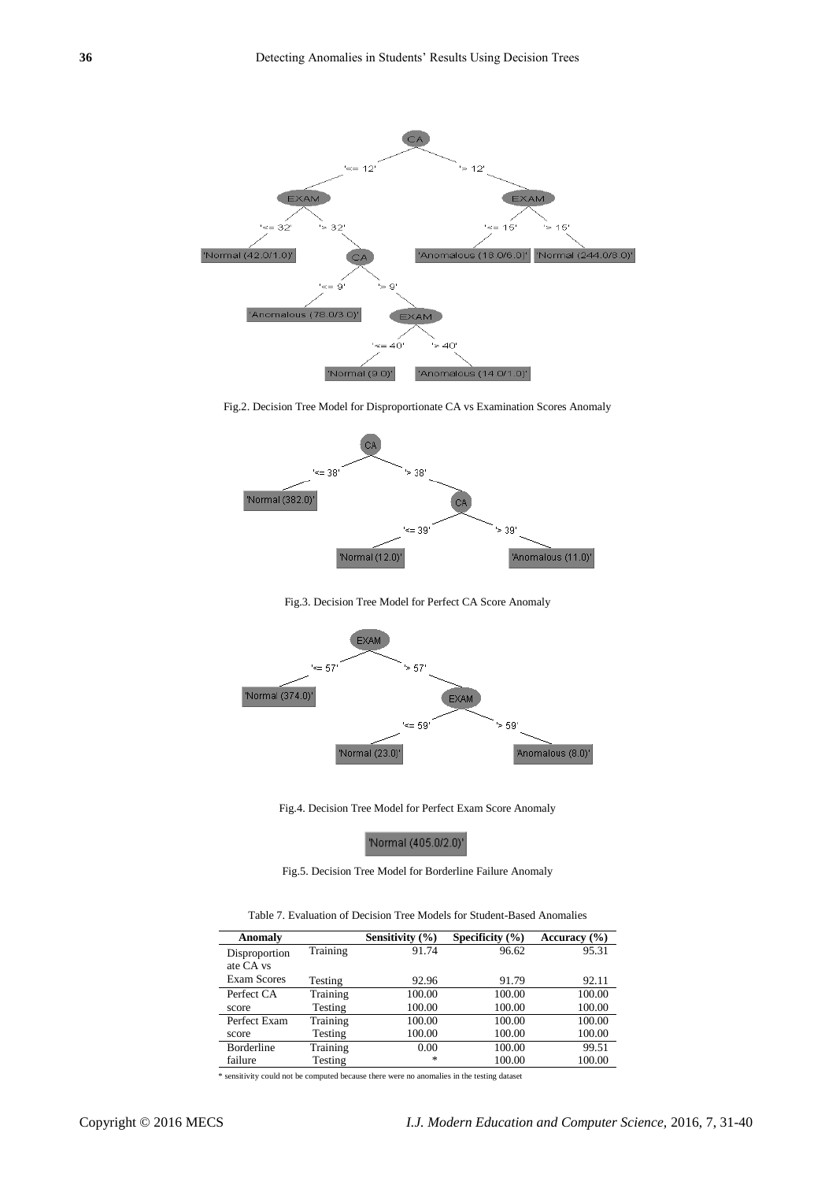Fig.2. Decision Tree Model for Disproportionate CA vs Examination Scores Anomaly

Fig.3. Decision Tree Model for Perfect CA Score Anomaly

Fig.4. Decision Tree Model for Perfect Exam Score Anomaly

Fig.5. Decision Tree Model for Borderline Failure Anomaly

Table 7. Evaluation of Decision Tree Models for Student-Based Anomalies

| Anomaly | | Sensitivity (%) | Specificity (%) | Accuracy (%) |
|---|---|---|---|---|
| Disproportionate CA vs Exam Scores | Training | 91.74 | 96.62 | 95.31 |
| | Testing | 92.96 | 91.79 | 92.11 |
| Perfect CA score | Training | 100.00 | 100.00 | 100.00 |
| | Testing | 100.00 | 100.00 | 100.00 |
| Perfect Exam score | Training | 100.00 | 100.00 | 100.00 |
| | Testing | 100.00 | 100.00 | 100.00 |
| Borderline failure | Training | 0.00 | 100.00 | 99.51 |
| | Testing | * | 100.00 | 100.00 |

* sensitivity could not be computed because there were no anomalies in the testing dataset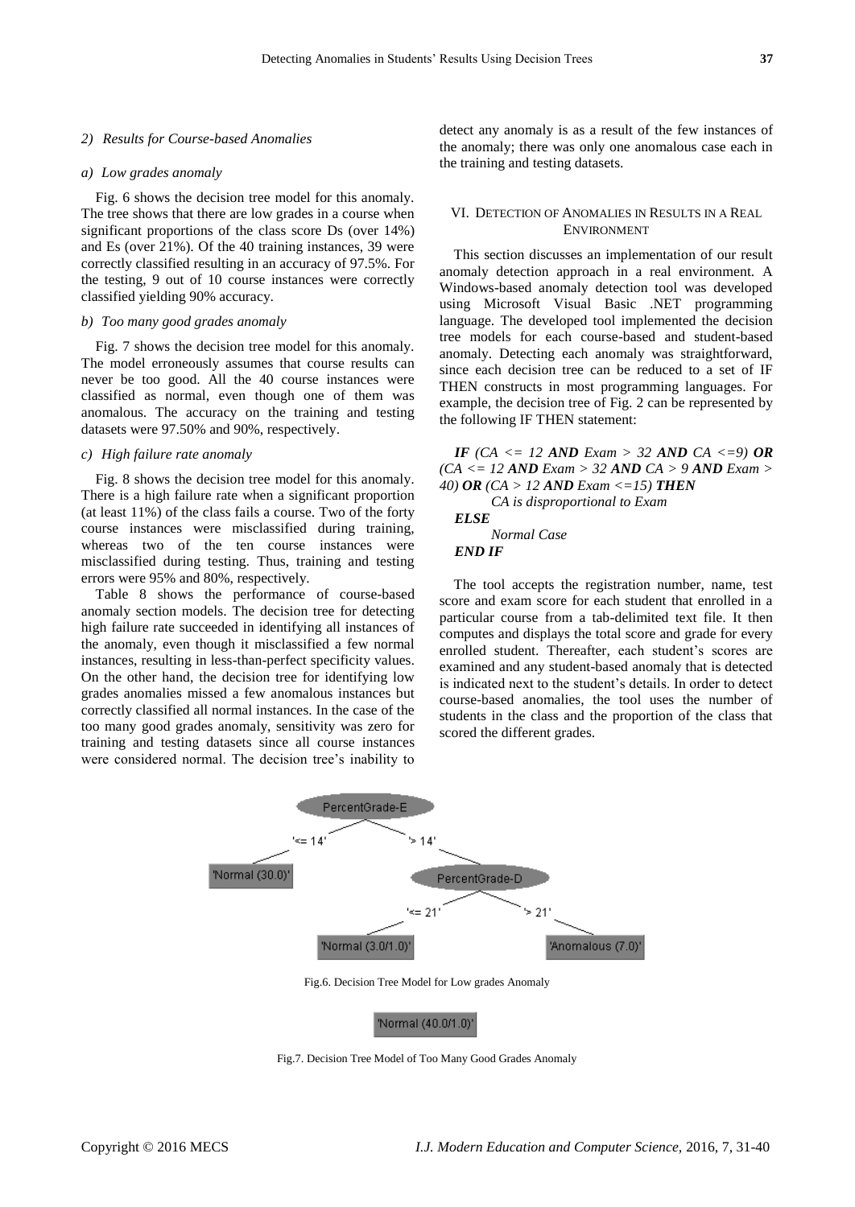#### 2) Results for Course-based Anomalies

##### a) Low grades anomaly

Fig. 6 shows the decision tree model for this anomaly. The tree shows that there are low grades in a course when significant proportions of the class score Ds (over 14%) and Es (over 21%). Of the 40 training instances, 39 were correctly classified resulting in an accuracy of 97.5%. For the testing, 9 out of 10 course instances were correctly classified yielding 90% accuracy.

##### b) Too many good grades anomaly

Fig. 7 shows the decision tree model for this anomaly. The model erroneously assumes that course results can never be too good. All the 40 course instances were classified as normal, even though one of them was anomalous. The accuracy on the training and testing datasets were 97.50% and 90%, respectively.

##### c) High failure rate anomaly

Fig. 8 shows the decision tree model for this anomaly. There is a high failure rate when a significant proportion (at least 11%) of the class fails a course. Two of the forty course instances were misclassified during training, whereas two of the ten course instances were misclassified during testing. Thus, training and testing errors were 95% and 80%, respectively.

Table 8 shows the performance of course-based anomaly section models. The decision tree for detecting high failure rate succeeded in identifying all instances of the anomaly, even though it misclassified a few normal instances, resulting in less-than-perfect specificity values. On the other hand, the decision tree for identifying low grades anomalies missed a few anomalous instances but correctly classified all normal instances. In the case of the too many good grades anomaly, sensitivity was zero for training and testing datasets since all course instances were considered normal. The decision tree's inability to detect any anomaly is as a result of the few instances of the anomaly; there was only one anomalous case each in the training and testing datasets.

## VI. Detection of Anomalies in Results in a Real Environment

This section discusses an implementation of our result anomaly detection approach in a real environment. A Windows-based anomaly detection tool was developed using Microsoft Visual Basic .NET programming language. The developed tool implemented the decision tree models for each course-based and student-based anomaly. Detecting each anomaly was straightforward, since each decision tree can be reduced to a set of IF THEN constructs in most programming languages. For example, the decision tree of Fig. 2 can be represented by the following IF THEN statement:

***IF*** *(CA <= 12* ***AND*** *Exam > 32* ***AND*** *CA <=9)* ***OR*** *(CA <= 12* ***AND*** *Exam > 32* ***AND*** *CA > 9* ***AND*** *Exam > 40)* ***OR*** *(CA > 12* ***AND*** *Exam <=15)* ***THEN***
*CA is disproportional to Exam*
***ELSE***
*Normal Case*
***END IF***

The tool accepts the registration number, name, test score and exam score for each student that enrolled in a particular course from a tab-delimited text file. It then computes and displays the total score and grade for every enrolled student. Thereafter, each student's scores are examined and any student-based anomaly that is detected is indicated next to the student's details. In order to detect course-based anomalies, the tool uses the number of students in the class and the proportion of the class that scored the different grades.

```
PercentGrade-E
├── '<= 14' → 'Normal (30.0)'
└── '> 14' → PercentGrade-D
    ├── '<= 21' → 'Normal (3.0/1.0)'
    └── '> 21' → 'Anomalous (7.0)'
```

Fig.6. Decision Tree Model for Low grades Anomaly

```
'Normal (40.0/1.0)'
```

Fig.7. Decision Tree Model of Too Many Good Grades Anomaly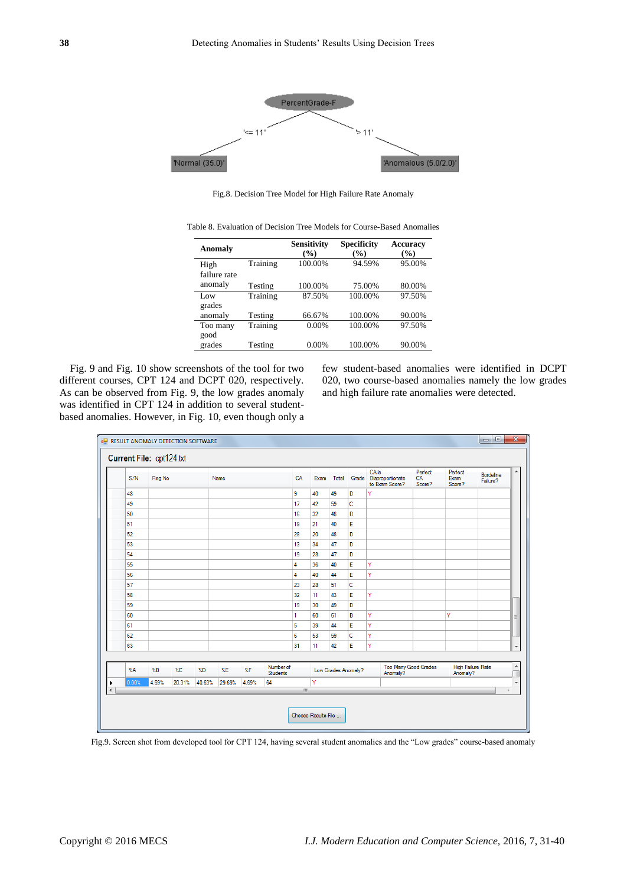Fig.8. Decision Tree Model for High Failure Rate Anomaly

Table 8. Evaluation of Decision Tree Models for Course-Based Anomalies

| Anomaly | | Sensitivity (%) | Specificity (%) | Accuracy (%) |
|---|---|---|---|---|
| High failure rate anomaly | Training | 100.00% | 94.59% | 95.00% |
| | Testing | 100.00% | 75.00% | 80.00% |
| Low grades anomaly | Training | 87.50% | 100.00% | 97.50% |
| | Testing | 66.67% | 100.00% | 90.00% |
| Too many good grades | Training | 0.00% | 100.00% | 97.50% |
| | Testing | 0.00% | 100.00% | 90.00% |

Fig. 9 and Fig. 10 show screenshots of the tool for two different courses, CPT 124 and DCPT 020, respectively. As can be observed from Fig. 9, the low grades anomaly was identified in CPT 124 in addition to several student-based anomalies. However, in Fig. 10, even though only a few student-based anomalies were identified in DCPT 020, two course-based anomalies namely the low grades and high failure rate anomalies were detected.

Fig.9. Screen shot from developed tool for CPT 124, having several student anomalies and the "Low grades" course-based anomaly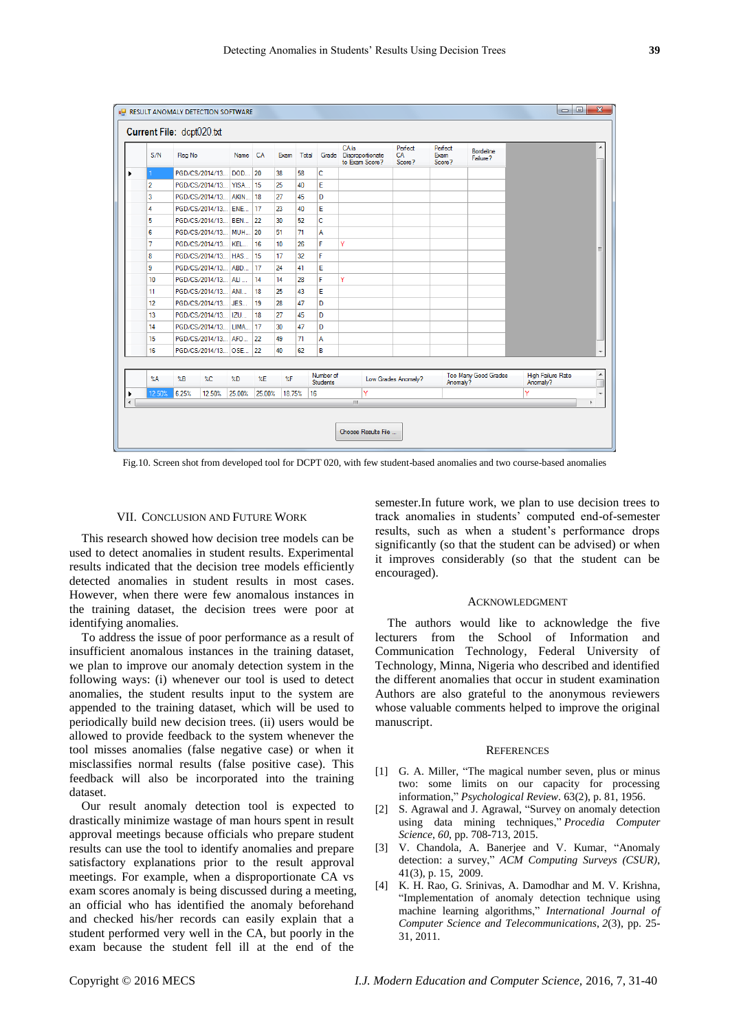RESULT ANOMALY DETECTION SOFTWARE

Current File: dcpt020.txt

| S/N | Reg No | Name | CA | Exam | Total | Grade | CA is Disproportionate to Exam Score? | Perfect CA Score? | Perfect Exam Score? | Borderline Failure? |
|---|---|---|---|---|---|---|---|---|---|---|
| 1 | PGD/CS/2014/13... | DOD... | 20 | 38 | 58 | C | | | | |
| 2 | PGD/CS/2014/13... | YISA... | 15 | 25 | 40 | E | | | | |
| 3 | PGD/CS/2014/13... | AKIN... | 18 | 27 | 45 | D | | | | |
| 4 | PGD/CS/2014/13... | ENE... | 17 | 23 | 40 | E | | | | |
| 5 | PGD/CS/2014/13... | BEN... | 22 | 30 | 52 | C | | | | |
| 6 | PGD/CS/2014/13... | MUH... | 20 | 51 | 71 | A | | | | |
| 7 | PGD/CS/2014/13... | KEL... | 16 | 10 | 26 | F | Y | | | |
| 8 | PGD/CS/2014/13... | HAS... | 15 | 17 | 32 | F | | | | |
| 9 | PGD/CS/2014/13... | ABD... | 17 | 24 | 41 | E | | | | |
| 10 | PGD/CS/2014/13... | ALI... | 14 | 14 | 28 | F | Y | | | |
| 11 | PGD/CS/2014/13... | ANI... | 18 | 25 | 43 | E | | | | |
| 12 | PGD/CS/2014/13... | JES... | 19 | 28 | 47 | D | | | | |
| 13 | PGD/CS/2014/13... | IZU... | 18 | 27 | 45 | D | | | | |
| 14 | PGD/CS/2014/13... | LIMA... | 17 | 30 | 47 | D | | | | |
| 15 | PGD/CS/2014/13... | AFO... | 22 | 49 | 71 | A | | | | |
| 16 | PGD/CS/2014/13... | OSE... | 22 | 40 | 62 | B | | | | |

| %A | %B | %C | %D | %E | %F | Number of Students | Low Grades Anomaly? | Too Many Good Grades Anomaly? | High Failure Rate Anomaly? |
|---|---|---|---|---|---|---|---|---|---|
| 12.50% | 6.25% | 12.50% | 25.00% | 25.00% | 18.75% | 16 | Y | | Y |

Choose Results File ...

Fig.10. Screen shot from developed tool for DCPT 020, with few student-based anomalies and two course-based anomalies

## VII. Conclusion and Future Work

This research showed how decision tree models can be used to detect anomalies in student results. Experimental results indicated that the decision tree models efficiently detected anomalies in student results in most cases. However, when there were few anomalous instances in the training dataset, the decision trees were poor at identifying anomalies.

To address the issue of poor performance as a result of insufficient anomalous instances in the training dataset, we plan to improve our anomaly detection system in the following ways: (i) whenever our tool is used to detect anomalies, the student results input to the system are appended to the training dataset, which will be used to periodically build new decision trees. (ii) users would be allowed to provide feedback to the system whenever the tool misses anomalies (false negative case) or when it misclassifies normal results (false positive case). This feedback will also be incorporated into the training dataset.

Our result anomaly detection tool is expected to drastically minimize wastage of man hours spent in result approval meetings because officials who prepare student results can use the tool to identify anomalies and prepare satisfactory explanations prior to the result approval meetings. For example, when a disproportionate CA vs exam scores anomaly is being discussed during a meeting, an official who has identified the anomaly beforehand and checked his/her records can easily explain that a student performed very well in the CA, but poorly in the exam because the student fell ill at the end of the semester.In future work, we plan to use decision trees to track anomalies in students' computed end-of-semester results, such as when a student's performance drops significantly (so that the student can be advised) or when it improves considerably (so that the student can be encouraged).

## Acknowledgment

The authors would like to acknowledge the five lecturers from the School of Information and Communication Technology, Federal University of Technology, Minna, Nigeria who described and identified the different anomalies that occur in student examination Authors are also grateful to the anonymous reviewers whose valuable comments helped to improve the original manuscript.

## References

[1] G. A. Miller, "The magical number seven, plus or minus two: some limits on our capacity for processing information," *Psychological Review*. 63(2), p. 81, 1956.

[2] S. Agrawal and J. Agrawal, "Survey on anomaly detection using data mining techniques," *Procedia Computer Science*, *60*, pp. 708-713, 2015.

[3] V. Chandola, A. Banerjee and V. Kumar, "Anomaly detection: a survey," *ACM Computing Surveys (CSUR)*, 41(3), p. 15, 2009.

[4] K. H. Rao, G. Srinivas, A. Damodhar and M. V. Krishna, "Implementation of anomaly detection technique using machine learning algorithms," *International Journal of Computer Science and Telecommunications*, *2*(3), pp. 25-31, 2011.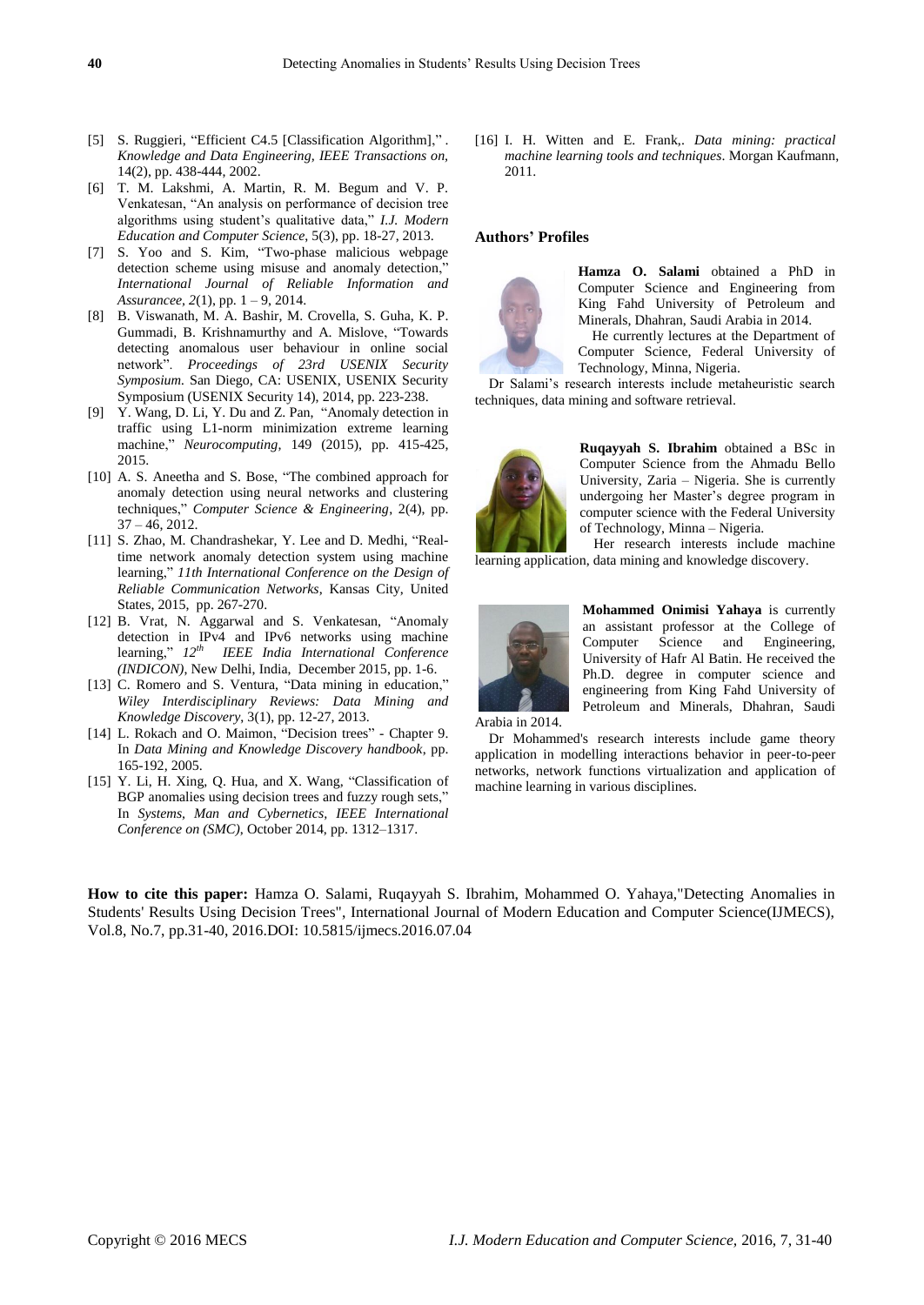[5] S. Ruggieri, "Efficient C4.5 [Classification Algorithm]," . *Knowledge and Data Engineering, IEEE Transactions on*, 14(2), pp. 438-444, 2002.

[6] T. M. Lakshmi, A. Martin, R. M. Begum and V. P. Venkatesan, "An analysis on performance of decision tree algorithms using student's qualitative data," *I.J. Modern Education and Computer Science*, 5(3), pp. 18-27, 2013.

[7] S. Yoo and S. Kim, "Two-phase malicious webpage detection scheme using misuse and anomaly detection," *International Journal of Reliable Information and Assurance*, *2*(1), pp. 1 – 9, 2014.

[8] B. Viswanath, M. A. Bashir, M. Crovella, S. Guha, K. P. Gummadi, B. Krishnamurthy and A. Mislove, "Towards detecting anomalous user behaviour in online social network". *Proceedings of 23rd USENIX Security Symposium.* San Diego, CA: USENIX, USENIX Security Symposium (USENIX Security 14), 2014, pp. 223-238.

[9] Y. Wang, D. Li, Y. Du and Z. Pan, "Anomaly detection in traffic using L1-norm minimization extreme learning machine," *Neurocomputing*, 149 (2015), pp. 415-425, 2015.

[10] A. S. Aneetha and S. Bose, "The combined approach for anomaly detection using neural networks and clustering techniques," *Computer Science & Engineering*, 2(4), pp. 37 – 46, 2012.

[11] S. Zhao, M. Chandrashekar, Y. Lee and D. Medhi, "Real-time network anomaly detection system using machine learning," *11th International Conference on the Design of Reliable Communication Networks*, Kansas City, United States, 2015, pp. 267-270.

[12] B. Vrat, N. Aggarwal and S. Venkatesan, "Anomaly detection in IPv4 and IPv6 networks using machine learning," *12th IEEE India International Conference (INDICON)*, New Delhi, India, December 2015, pp. 1-6.

[13] C. Romero and S. Ventura, "Data mining in education," *Wiley Interdisciplinary Reviews: Data Mining and Knowledge Discovery*, 3(1), pp. 12-27, 2013.

[14] L. Rokach and O. Maimon, "Decision trees" - Chapter 9. In *Data Mining and Knowledge Discovery handbook*, pp. 165-192, 2005.

[15] Y. Li, H. Xing, Q. Hua, and X. Wang, "Classification of BGP anomalies using decision trees and fuzzy rough sets," In *Systems, Man and Cybernetics, IEEE International Conference on (SMC)*, October 2014, pp. 1312–1317.

[16] I. H. Witten and E. Frank,. *Data mining: practical machine learning tools and techniques*. Morgan Kaufmann, 2011.

## Authors' Profiles

**Hamza O. Salami** obtained a PhD in Computer Science and Engineering from King Fahd University of Petroleum and Minerals, Dhahran, Saudi Arabia in 2014.

He currently lectures at the Department of Computer Science, Federal University of Technology, Minna, Nigeria.

Dr Salami's research interests include metaheuristic search techniques, data mining and software retrieval.

**Ruqayyah S. Ibrahim** obtained a BSc in Computer Science from the Ahmadu Bello University, Zaria – Nigeria. She is currently undergoing her Master's degree program in computer science with the Federal University of Technology, Minna – Nigeria.

Her research interests include machine learning application, data mining and knowledge discovery.

**Mohammed Onimisi Yahaya** is currently an assistant professor at the College of Computer Science and Engineering, University of Hafr Al Batin. He received the Ph.D. degree in computer science and engineering from King Fahd University of Petroleum and Minerals, Dhahran, Saudi Arabia in 2014.

Dr Mohammed's research interests include game theory application in modelling interactions behavior in peer-to-peer networks, network functions virtualization and application of machine learning in various disciplines.

**How to cite this paper:** Hamza O. Salami, Ruqayyah S. Ibrahim, Mohammed O. Yahaya,"Detecting Anomalies in Students' Results Using Decision Trees", International Journal of Modern Education and Computer Science(IJMECS), Vol.8, No.7, pp.31-40, 2016.DOI: 10.5815/ijmecs.2016.07.04